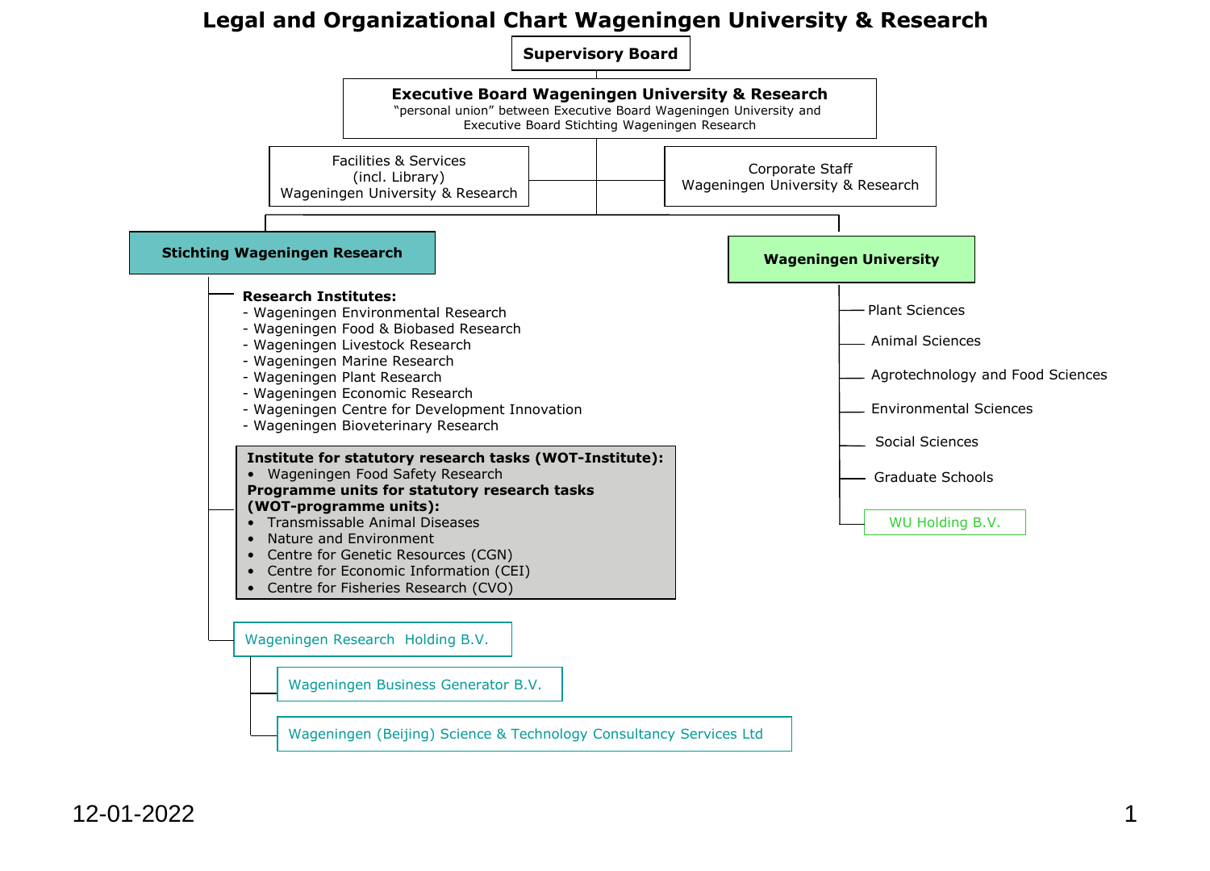# Legal and Organizational Chart Wageningen University & Research

**Supervisory Board**

**Executive Board Wageningen University & Research**
"personal union" between Executive Board Wageningen University and Executive Board Stichting Wageningen Research

- Facilities & Services (incl. Library) Wageningen University & Research
- Corporate Staff Wageningen University & Research

## Stichting Wageningen Research

**Research Institutes:**
- Wageningen Environmental Research
- Wageningen Food & Biobased Research
- Wageningen Livestock Research
- Wageningen Marine Research
- Wageningen Plant Research
- Wageningen Economic Research
- Wageningen Centre for Development Innovation
- Wageningen Bioveterinary Research

**Institute for statutory research tasks (WOT-Institute):**
- Wageningen Food Safety Research

**Programme units for statutory research tasks (WOT-programme units):**
- Transmissable Animal Diseases
- Nature and Environment
- Centre for Genetic Resources (CGN)
- Centre for Economic Information (CEI)
- Centre for Fisheries Research (CVO)

Wageningen Research Holding B.V.
- Wageningen Business Generator B.V.
- Wageningen (Beijing) Science & Technology Consultancy Services Ltd

## Wageningen University

- Plant Sciences
- Animal Sciences
- Agrotechnology and Food Sciences
- Environmental Sciences
- Social Sciences
- Graduate Schools
- WU Holding B.V.

12-01-2022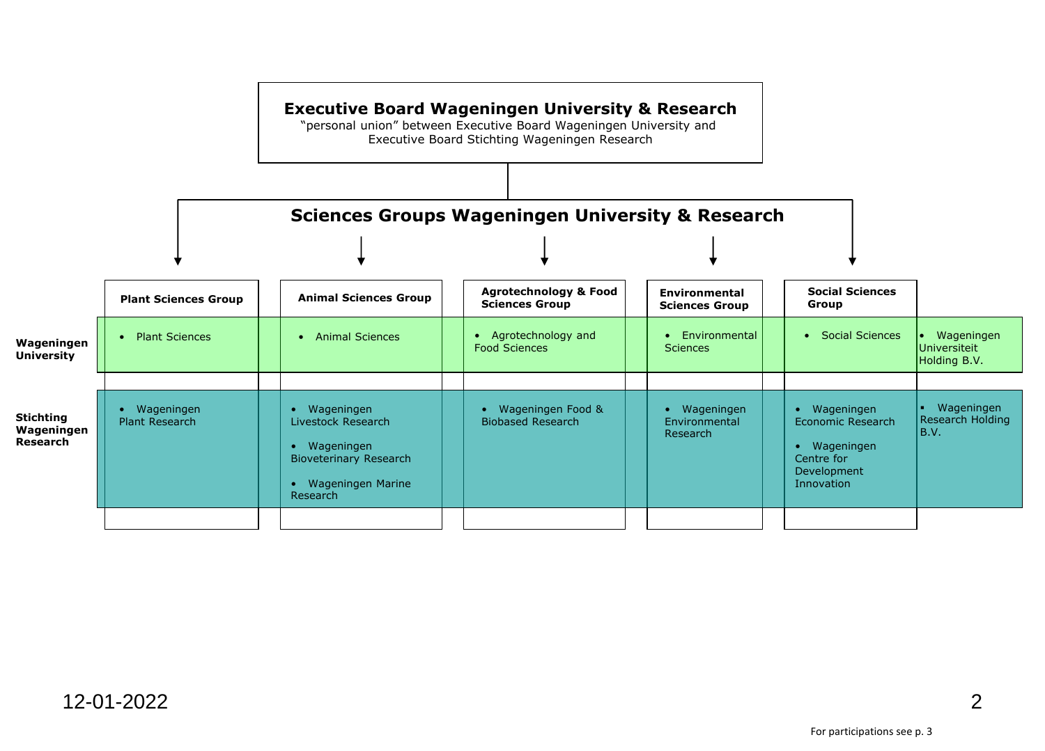# Executive Board Wageningen University & Research

"personal union" between Executive Board Wageningen University and Executive Board Stichting Wageningen Research

## Sciences Groups Wageningen University & Research

| | Plant Sciences Group | Animal Sciences Group | Agrotechnology & Food Sciences Group | Environmental Sciences Group | Social Sciences Group | |
|---|---|---|---|---|---|---|
| **Wageningen University** | • Plant Sciences | • Animal Sciences | • Agrotechnology and Food Sciences | • Environmental Sciences | • Social Sciences | • Wageningen Universiteit Holding B.V. |
| **Stichting Wageningen Research** | • Wageningen Plant Research | • Wageningen Livestock Research<br>• Wageningen Bioveterinary Research<br>• Wageningen Marine Research | • Wageningen Food & Biobased Research | • Wageningen Environmental Research | • Wageningen Economic Research<br>• Wageningen Centre for Development Innovation | ▪ Wageningen Research Holding B.V. |

12-01-2022

For participations see p. 3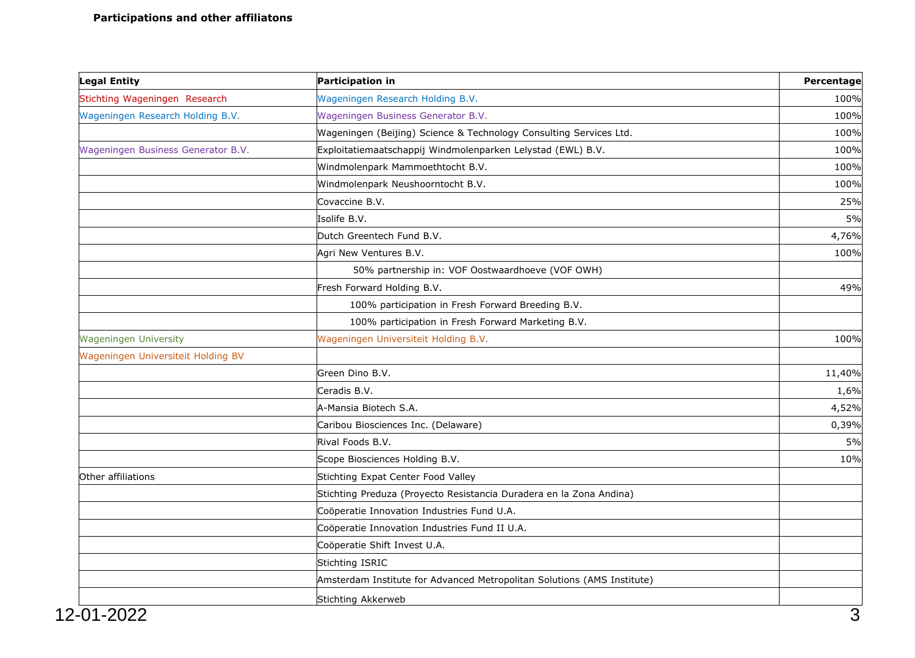**Participations and other affiliatons**

| Legal Entity | Participation in | Percentage |
|---|---|---|
| Stichting Wageningen Research | Wageningen Research Holding B.V. | 100% |
| Wageningen Research Holding B.V. | Wageningen Business Generator B.V. | 100% |
| | Wageningen (Beijing) Science & Technology Consulting Services Ltd. | 100% |
| Wageningen Business Generator B.V. | Exploitatiemaatschappij Windmolenparken Lelystad (EWL) B.V. | 100% |
| | Windmolenpark Mammoethtocht B.V. | 100% |
| | Windmolenpark Neushoorntocht B.V. | 100% |
| | Covaccine B.V. | 25% |
| | Isolife B.V. | 5% |
| | Dutch Greentech Fund B.V. | 4,76% |
| | Agri New Ventures B.V. | 100% |
| | 50% partnership in: VOF Oostwaardhoeve (VOF OWH) | |
| | Fresh Forward Holding B.V. | 49% |
| | 100% participation in Fresh Forward Breeding B.V. | |
| | 100% participation in Fresh Forward Marketing B.V. | |
| Wageningen University | Wageningen Universiteit Holding B.V. | 100% |
| Wageningen Universiteit Holding BV | | |
| | Green Dino B.V. | 11,40% |
| | Ceradis B.V. | 1,6% |
| | A-Mansia Biotech S.A. | 4,52% |
| | Caribou Biosciences Inc. (Delaware) | 0,39% |
| | Rival Foods B.V. | 5% |
| | Scope Biosciences Holding B.V. | 10% |
| Other affiliations | Stichting Expat Center Food Valley | |
| | Stichting Preduza (Proyecto Resistancia Duradera en la Zona Andina) | |
| | Coöperatie Innovation Industries Fund U.A. | |
| | Coöperatie Innovation Industries Fund II U.A. | |
| | Coöperatie Shift Invest U.A. | |
| | Stichting ISRIC | |
| | Amsterdam Institute for Advanced Metropolitan Solutions (AMS Institute) | |
| | Stichting Akkerweb | |

12-01-2022